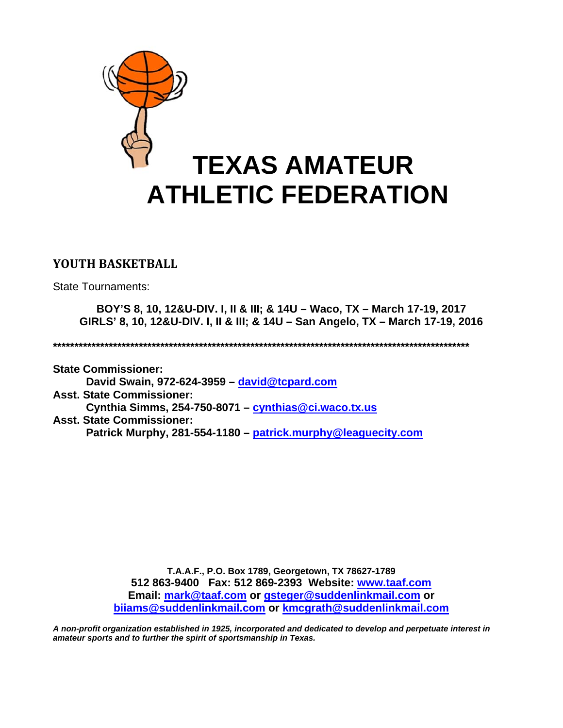# TEXAS AMATEUR ATHLETIC FEDERATION

## YOUTH BASKETBALL

State Tournaments:

**BOY'S 8, 10, 12&U-DIV. I, II & III; & 14U – Waco, TX – March 17-19, 2017**
**GIRLS' 8, 10, 12&U-DIV. I, II & III; & 14U – San Angelo, TX – March 17-19, 2016**

**************************************************************************************************************

**State Commissioner:**
**David Swain, 972-624-3959 – david@tcpard.com**
**Asst. State Commissioner:**
**Cynthia Simms, 254-750-8071 – cynthias@ci.waco.tx.us**
**Asst. State Commissioner:**
**Patrick Murphy, 281-554-1180 – patrick.murphy@leaguecity.com**

**T.A.A.F., P.O. Box 1789, Georgetown, TX 78627-1789**
**512 863-9400 Fax: 512 869-2393 Website: www.taaf.com**
**Email: mark@taaf.com or gsteger@suddenlinkmail.com or biiams@suddenlinkmail.com or kmcgrath@suddenlinkmail.com**

***A non-profit organization established in 1925, incorporated and dedicated to develop and perpetuate interest in amateur sports and to further the spirit of sportsmanship in Texas.***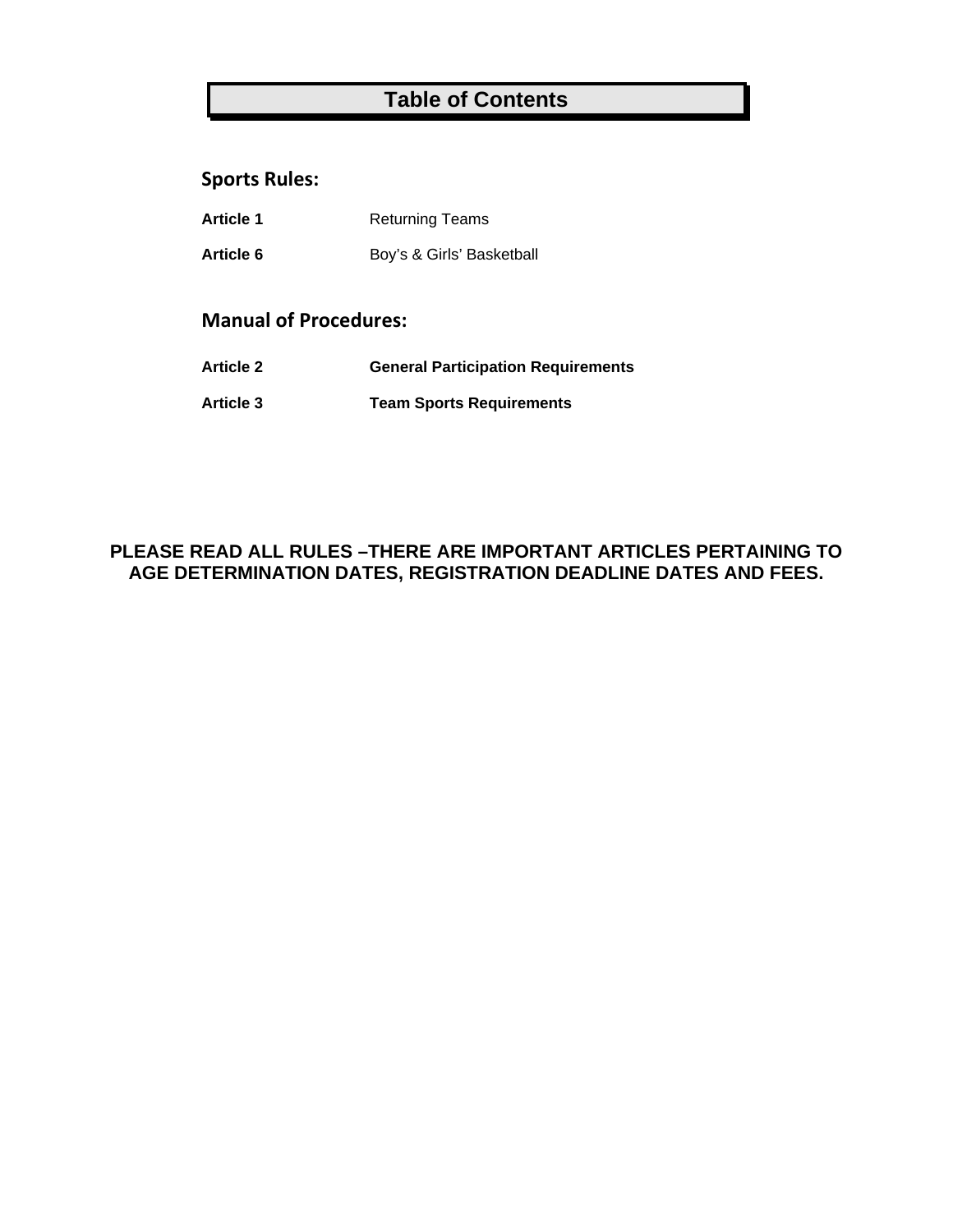# Table of Contents

## Sports Rules:

| | |
|---|---|
| **Article 1** | Returning Teams |
| **Article 6** | Boy's & Girls' Basketball |

## Manual of Procedures:

| | |
|---|---|
| **Article 2** | **General Participation Requirements** |
| **Article 3** | **Team Sports Requirements** |

**PLEASE READ ALL RULES –THERE ARE IMPORTANT ARTICLES PERTAINING TO AGE DETERMINATION DATES, REGISTRATION DEADLINE DATES AND FEES.**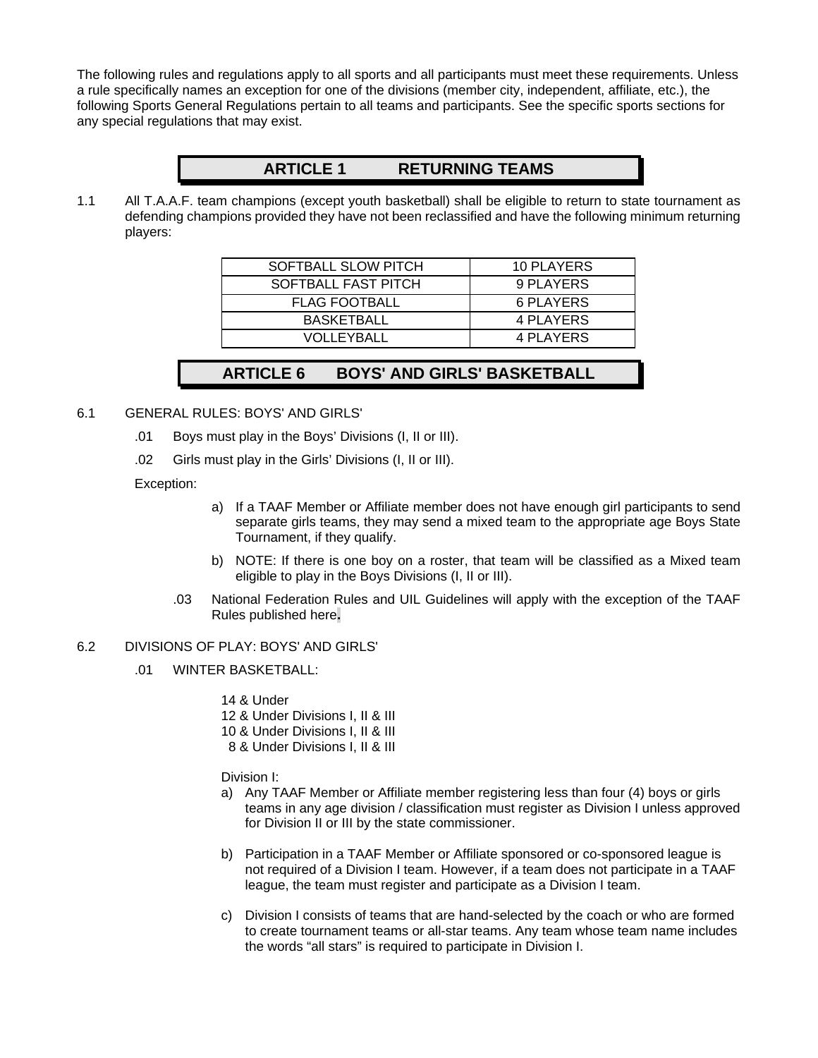The following rules and regulations apply to all sports and all participants must meet these requirements. Unless a rule specifically names an exception for one of the divisions (member city, independent, affiliate, etc.), the following Sports General Regulations pertain to all teams and participants. See the specific sports sections for any special regulations that may exist.

## ARTICLE 1 RETURNING TEAMS

1.1 All T.A.A.F. team champions (except youth basketball) shall be eligible to return to state tournament as defending champions provided they have not been reclassified and have the following minimum returning players:

| SOFTBALL SLOW PITCH | 10 PLAYERS |
|---|---|
| SOFTBALL FAST PITCH | 9 PLAYERS |
| FLAG FOOTBALL | 6 PLAYERS |
| BASKETBALL | 4 PLAYERS |
| VOLLEYBALL | 4 PLAYERS |

## ARTICLE 6 BOYS' AND GIRLS' BASKETBALL

6.1 GENERAL RULES: BOYS' AND GIRLS'

.01 Boys must play in the Boys' Divisions (I, II or III).

.02 Girls must play in the Girls' Divisions (I, II or III).

Exception:

a) If a TAAF Member or Affiliate member does not have enough girl participants to send separate girls teams, they may send a mixed team to the appropriate age Boys State Tournament, if they qualify.

b) NOTE: If there is one boy on a roster, that team will be classified as a Mixed team eligible to play in the Boys Divisions (I, II or III).

.03 National Federation Rules and UIL Guidelines will apply with the exception of the TAAF Rules published here.

6.2 DIVISIONS OF PLAY: BOYS' AND GIRLS'

.01 WINTER BASKETBALL:

14 & Under
12 & Under Divisions I, II & III
10 & Under Divisions I, II & III
8 & Under Divisions I, II & III

Division I:

a) Any TAAF Member or Affiliate member registering less than four (4) boys or girls teams in any age division / classification must register as Division I unless approved for Division II or III by the state commissioner.

b) Participation in a TAAF Member or Affiliate sponsored or co-sponsored league is not required of a Division I team. However, if a team does not participate in a TAAF league, the team must register and participate as a Division I team.

c) Division I consists of teams that are hand-selected by the coach or who are formed to create tournament teams or all-star teams. Any team whose team name includes the words "all stars" is required to participate in Division I.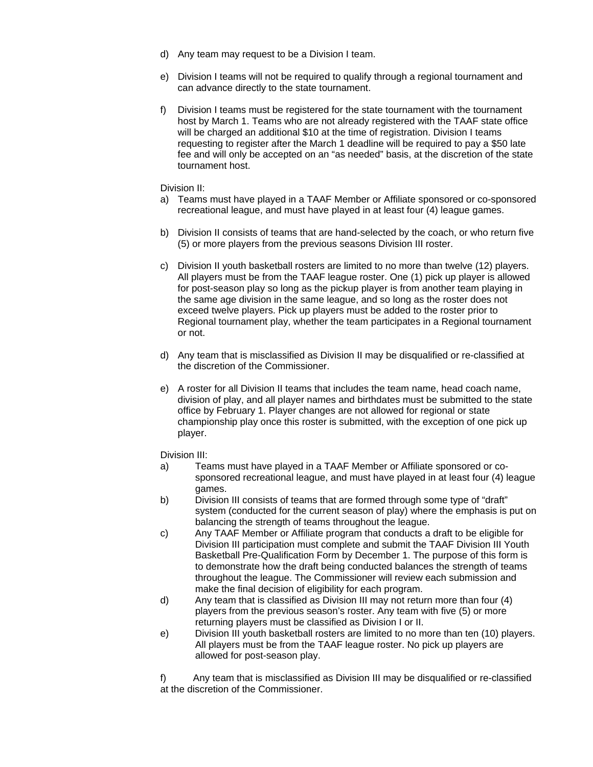d) Any team may request to be a Division I team.

e) Division I teams will not be required to qualify through a regional tournament and can advance directly to the state tournament.

f) Division I teams must be registered for the state tournament with the tournament host by March 1. Teams who are not already registered with the TAAF state office will be charged an additional $10 at the time of registration. Division I teams requesting to register after the March 1 deadline will be required to pay a $50 late fee and will only be accepted on an "as needed" basis, at the discretion of the state tournament host.

Division II:

a) Teams must have played in a TAAF Member or Affiliate sponsored or co-sponsored recreational league, and must have played in at least four (4) league games.

b) Division II consists of teams that are hand-selected by the coach, or who return five (5) or more players from the previous seasons Division III roster.

c) Division II youth basketball rosters are limited to no more than twelve (12) players. All players must be from the TAAF league roster. One (1) pick up player is allowed for post-season play so long as the pickup player is from another team playing in the same age division in the same league, and so long as the roster does not exceed twelve players. Pick up players must be added to the roster prior to Regional tournament play, whether the team participates in a Regional tournament or not.

d) Any team that is misclassified as Division II may be disqualified or re-classified at the discretion of the Commissioner.

e) A roster for all Division II teams that includes the team name, head coach name, division of play, and all player names and birthdates must be submitted to the state office by February 1. Player changes are not allowed for regional or state championship play once this roster is submitted, with the exception of one pick up player.

Division III:

a) Teams must have played in a TAAF Member or Affiliate sponsored or co-sponsored recreational league, and must have played in at least four (4) league games.

b) Division III consists of teams that are formed through some type of "draft" system (conducted for the current season of play) where the emphasis is put on balancing the strength of teams throughout the league.

c) Any TAAF Member or Affiliate program that conducts a draft to be eligible for Division III participation must complete and submit the TAAF Division III Youth Basketball Pre-Qualification Form by December 1. The purpose of this form is to demonstrate how the draft being conducted balances the strength of teams throughout the league. The Commissioner will review each submission and make the final decision of eligibility for each program.

d) Any team that is classified as Division III may not return more than four (4) players from the previous season's roster. Any team with five (5) or more returning players must be classified as Division I or II.

e) Division III youth basketball rosters are limited to no more than ten (10) players. All players must be from the TAAF league roster. No pick up players are allowed for post-season play.

f) Any team that is misclassified as Division III may be disqualified or re-classified at the discretion of the Commissioner.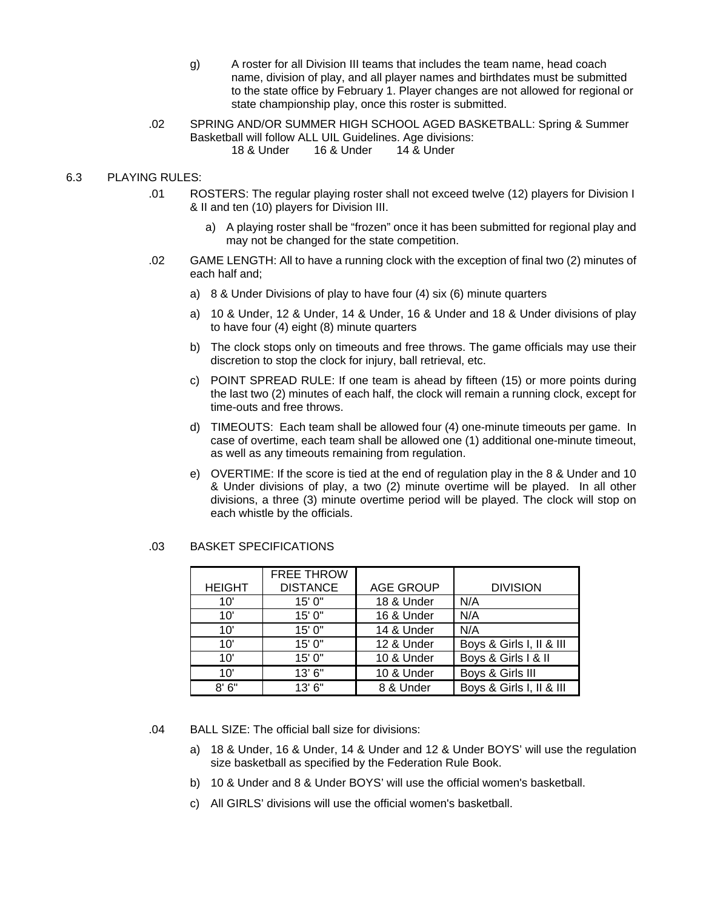g) A roster for all Division III teams that includes the team name, head coach name, division of play, and all player names and birthdates must be submitted to the state office by February 1. Player changes are not allowed for regional or state championship play, once this roster is submitted.

.02 SPRING AND/OR SUMMER HIGH SCHOOL AGED BASKETBALL: Spring & Summer Basketball will follow ALL UIL Guidelines. Age divisions:
18 & Under 16 & Under 14 & Under

6.3 PLAYING RULES:

.01 ROSTERS: The regular playing roster shall not exceed twelve (12) players for Division I & II and ten (10) players for Division III.

a) A playing roster shall be "frozen" once it has been submitted for regional play and may not be changed for the state competition.

.02 GAME LENGTH: All to have a running clock with the exception of final two (2) minutes of each half and;

a) 8 & Under Divisions of play to have four (4) six (6) minute quarters

a) 10 & Under, 12 & Under, 14 & Under, 16 & Under and 18 & Under divisions of play to have four (4) eight (8) minute quarters

b) The clock stops only on timeouts and free throws. The game officials may use their discretion to stop the clock for injury, ball retrieval, etc.

c) POINT SPREAD RULE: If one team is ahead by fifteen (15) or more points during the last two (2) minutes of each half, the clock will remain a running clock, except for time-outs and free throws.

d) TIMEOUTS: Each team shall be allowed four (4) one-minute timeouts per game. In case of overtime, each team shall be allowed one (1) additional one-minute timeout, as well as any timeouts remaining from regulation.

e) OVERTIME: If the score is tied at the end of regulation play in the 8 & Under and 10 & Under divisions of play, a two (2) minute overtime will be played. In all other divisions, a three (3) minute overtime period will be played. The clock will stop on each whistle by the officials.

.03 BASKET SPECIFICATIONS

| HEIGHT | FREE THROW DISTANCE | AGE GROUP | DIVISION |
|---|---|---|---|
| 10' | 15' 0" | 18 & Under | N/A |
| 10' | 15' 0" | 16 & Under | N/A |
| 10' | 15' 0" | 14 & Under | N/A |
| 10' | 15' 0" | 12 & Under | Boys & Girls I, II & III |
| 10' | 15' 0" | 10 & Under | Boys & Girls I & II |
| 10' | 13' 6" | 10 & Under | Boys & Girls III |
| 8' 6" | 13' 6" | 8 & Under | Boys & Girls I, II & III |

.04 BALL SIZE: The official ball size for divisions:

a) 18 & Under, 16 & Under, 14 & Under and 12 & Under BOYS' will use the regulation size basketball as specified by the Federation Rule Book.

b) 10 & Under and 8 & Under BOYS' will use the official women's basketball.

c) All GIRLS' divisions will use the official women's basketball.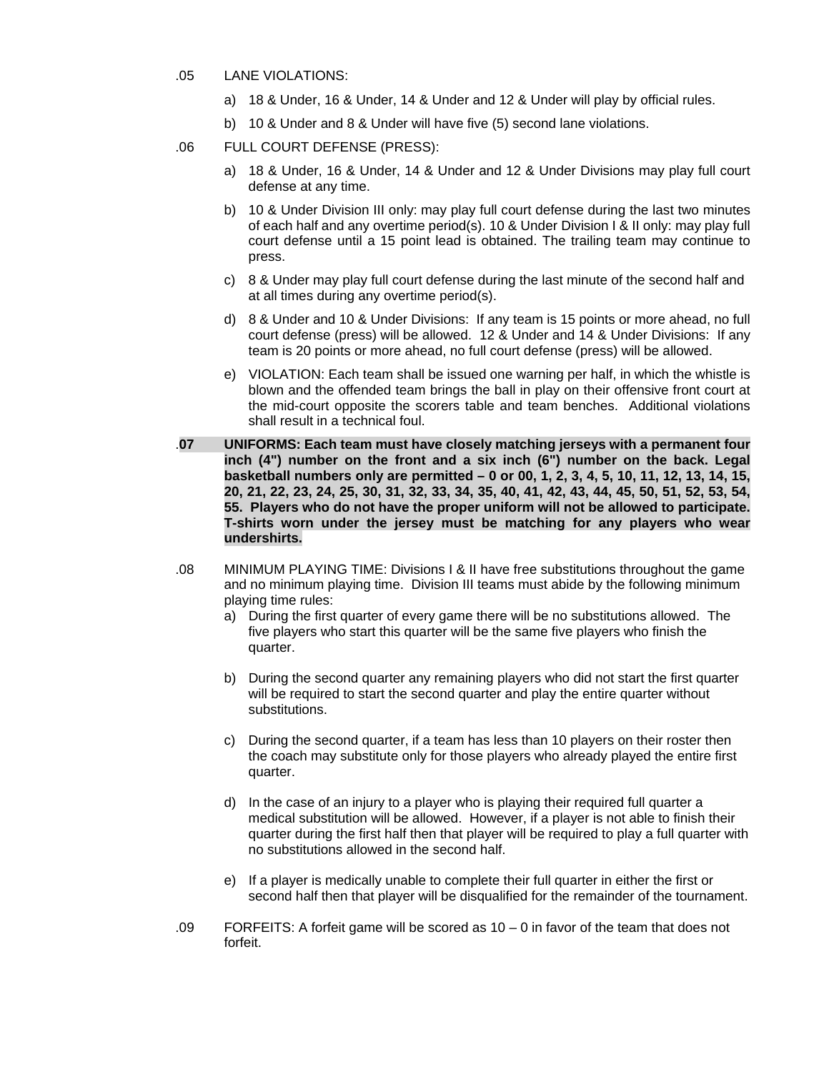.05 LANE VIOLATIONS:

a) 18 & Under, 16 & Under, 14 & Under and 12 & Under will play by official rules.

b) 10 & Under and 8 & Under will have five (5) second lane violations.

.06 FULL COURT DEFENSE (PRESS):

a) 18 & Under, 16 & Under, 14 & Under and 12 & Under Divisions may play full court defense at any time.

b) 10 & Under Division III only: may play full court defense during the last two minutes of each half and any overtime period(s). 10 & Under Division I & II only: may play full court defense until a 15 point lead is obtained. The trailing team may continue to press.

c) 8 & Under may play full court defense during the last minute of the second half and at all times during any overtime period(s).

d) 8 & Under and 10 & Under Divisions: If any team is 15 points or more ahead, no full court defense (press) will be allowed. 12 & Under and 14 & Under Divisions: If any team is 20 points or more ahead, no full court defense (press) will be allowed.

e) VIOLATION: Each team shall be issued one warning per half, in which the whistle is blown and the offended team brings the ball in play on their offensive front court at the mid-court opposite the scorers table and team benches. Additional violations shall result in a technical foul.

.**07 UNIFORMS: Each team must have closely matching jerseys with a permanent four inch (4") number on the front and a six inch (6") number on the back. Legal basketball numbers only are permitted – 0 or 00, 1, 2, 3, 4, 5, 10, 11, 12, 13, 14, 15, 20, 21, 22, 23, 24, 25, 30, 31, 32, 33, 34, 35, 40, 41, 42, 43, 44, 45, 50, 51, 52, 53, 54, 55. Players who do not have the proper uniform will not be allowed to participate. T-shirts worn under the jersey must be matching for any players who wear undershirts.**

.08 MINIMUM PLAYING TIME: Divisions I & II have free substitutions throughout the game and no minimum playing time. Division III teams must abide by the following minimum playing time rules:

a) During the first quarter of every game there will be no substitutions allowed. The five players who start this quarter will be the same five players who finish the quarter.

b) During the second quarter any remaining players who did not start the first quarter will be required to start the second quarter and play the entire quarter without substitutions.

c) During the second quarter, if a team has less than 10 players on their roster then the coach may substitute only for those players who already played the entire first quarter.

d) In the case of an injury to a player who is playing their required full quarter a medical substitution will be allowed. However, if a player is not able to finish their quarter during the first half then that player will be required to play a full quarter with no substitutions allowed in the second half.

e) If a player is medically unable to complete their full quarter in either the first or second half then that player will be disqualified for the remainder of the tournament.

.09 FORFEITS: A forfeit game will be scored as 10 – 0 in favor of the team that does not forfeit.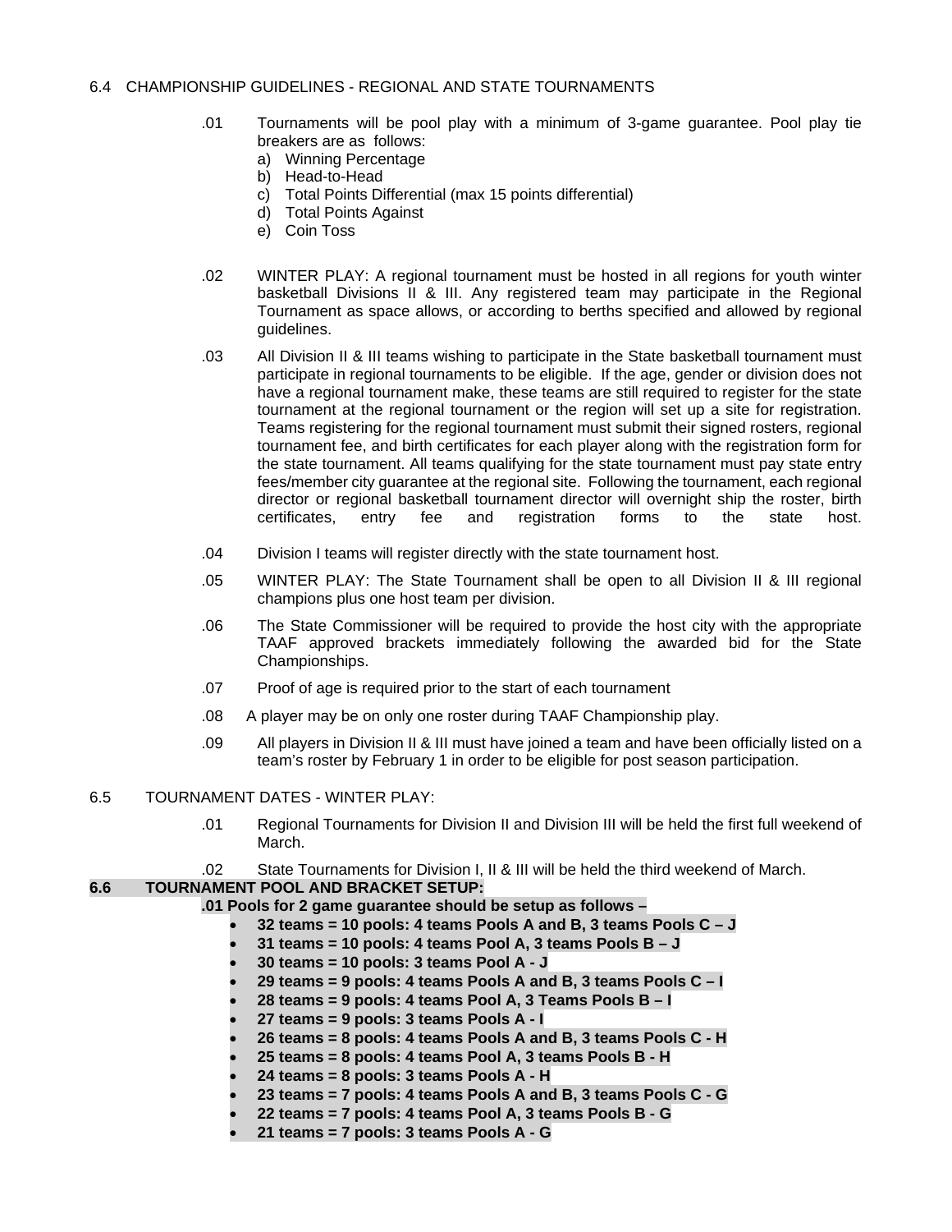6.4 CHAMPIONSHIP GUIDELINES - REGIONAL AND STATE TOURNAMENTS

.01 Tournaments will be pool play with a minimum of 3-game guarantee. Pool play tie breakers are as follows:
  a) Winning Percentage
  b) Head-to-Head
  c) Total Points Differential (max 15 points differential)
  d) Total Points Against
  e) Coin Toss

.02 WINTER PLAY: A regional tournament must be hosted in all regions for youth winter basketball Divisions II & III. Any registered team may participate in the Regional Tournament as space allows, or according to berths specified and allowed by regional guidelines.

.03 All Division II & III teams wishing to participate in the State basketball tournament must participate in regional tournaments to be eligible. If the age, gender or division does not have a regional tournament make, these teams are still required to register for the state tournament at the regional tournament or the region will set up a site for registration. Teams registering for the regional tournament must submit their signed rosters, regional tournament fee, and birth certificates for each player along with the registration form for the state tournament. All teams qualifying for the state tournament must pay state entry fees/member city guarantee at the regional site. Following the tournament, each regional director or regional basketball tournament director will overnight ship the roster, birth certificates, entry fee and registration forms to the state host.

.04 Division I teams will register directly with the state tournament host.

.05 WINTER PLAY: The State Tournament shall be open to all Division II & III regional champions plus one host team per division.

.06 The State Commissioner will be required to provide the host city with the appropriate TAAF approved brackets immediately following the awarded bid for the State Championships.

.07 Proof of age is required prior to the start of each tournament

.08 A player may be on only one roster during TAAF Championship play.

.09 All players in Division II & III must have joined a team and have been officially listed on a team's roster by February 1 in order to be eligible for post season participation.

6.5 TOURNAMENT DATES - WINTER PLAY:

.01 Regional Tournaments for Division II and Division III will be held the first full weekend of March.

.02 State Tournaments for Division I, II & III will be held the third weekend of March.

**6.6 TOURNAMENT POOL AND BRACKET SETUP:**

**.01 Pools for 2 game guarantee should be setup as follows –**

- **32 teams = 10 pools: 4 teams Pools A and B, 3 teams Pools C – J**
- **31 teams = 10 pools: 4 teams Pool A, 3 teams Pools B – J**
- **30 teams = 10 pools: 3 teams Pool A - J**
- **29 teams = 9 pools: 4 teams Pools A and B, 3 teams Pools C – I**
- **28 teams = 9 pools: 4 teams Pool A, 3 Teams Pools B – I**
- **27 teams = 9 pools: 3 teams Pools A - I**
- **26 teams = 8 pools: 4 teams Pools A and B, 3 teams Pools C - H**
- **25 teams = 8 pools: 4 teams Pool A, 3 teams Pools B - H**
- **24 teams = 8 pools: 3 teams Pools A - H**
- **23 teams = 7 pools: 4 teams Pools A and B, 3 teams Pools C - G**
- **22 teams = 7 pools: 4 teams Pool A, 3 teams Pools B - G**
- **21 teams = 7 pools: 3 teams Pools A - G**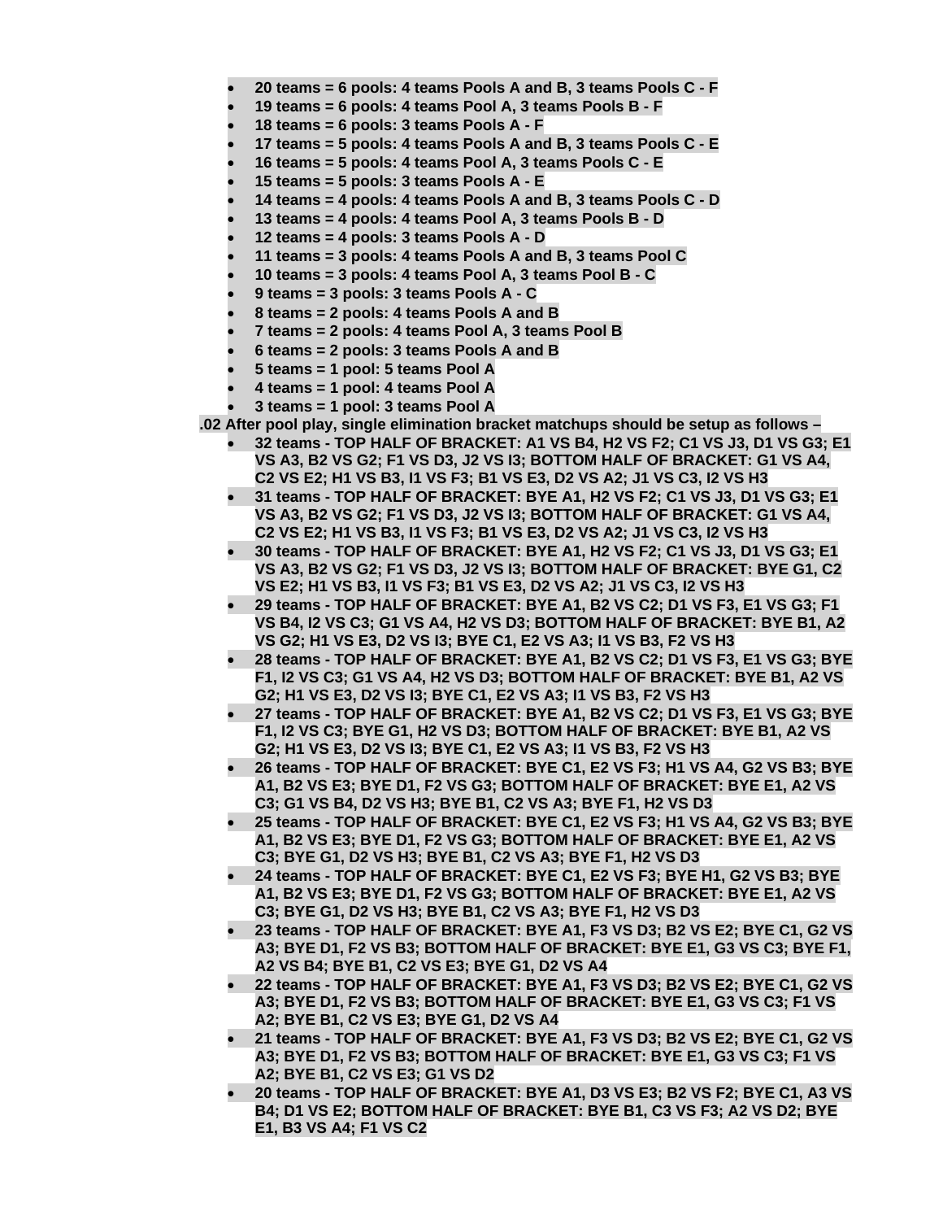- **20 teams = 6 pools: 4 teams Pools A and B, 3 teams Pools C - F**
- **19 teams = 6 pools: 4 teams Pool A, 3 teams Pools B - F**
- **18 teams = 6 pools: 3 teams Pools A - F**
- **17 teams = 5 pools: 4 teams Pools A and B, 3 teams Pools C - E**
- **16 teams = 5 pools: 4 teams Pool A, 3 teams Pools C - E**
- **15 teams = 5 pools: 3 teams Pools A - E**
- **14 teams = 4 pools: 4 teams Pools A and B, 3 teams Pools C - D**
- **13 teams = 4 pools: 4 teams Pool A, 3 teams Pools B - D**
- **12 teams = 4 pools: 3 teams Pools A - D**
- **11 teams = 3 pools: 4 teams Pools A and B, 3 teams Pool C**
- **10 teams = 3 pools: 4 teams Pool A, 3 teams Pool B - C**
- **9 teams = 3 pools: 3 teams Pools A - C**
- **8 teams = 2 pools: 4 teams Pools A and B**
- **7 teams = 2 pools: 4 teams Pool A, 3 teams Pool B**
- **6 teams = 2 pools: 3 teams Pools A and B**
- **5 teams = 1 pool: 5 teams Pool A**
- **4 teams = 1 pool: 4 teams Pool A**
- **3 teams = 1 pool: 3 teams Pool A**

**.02 After pool play, single elimination bracket matchups should be setup as follows –**

- **32 teams - TOP HALF OF BRACKET: A1 VS B4, H2 VS F2; C1 VS J3, D1 VS G3; E1 VS A3, B2 VS G2; F1 VS D3, J2 VS I3; BOTTOM HALF OF BRACKET: G1 VS A4, C2 VS E2; H1 VS B3, I1 VS F3; B1 VS E3, D2 VS A2; J1 VS C3, I2 VS H3**
- **31 teams - TOP HALF OF BRACKET: BYE A1, H2 VS F2; C1 VS J3, D1 VS G3; E1 VS A3, B2 VS G2; F1 VS D3, J2 VS I3; BOTTOM HALF OF BRACKET: G1 VS A4, C2 VS E2; H1 VS B3, I1 VS F3; B1 VS E3, D2 VS A2; J1 VS C3, I2 VS H3**
- **30 teams - TOP HALF OF BRACKET: BYE A1, H2 VS F2; C1 VS J3, D1 VS G3; E1 VS A3, B2 VS G2; F1 VS D3, J2 VS I3; BOTTOM HALF OF BRACKET: BYE G1, C2 VS E2; H1 VS B3, I1 VS F3; B1 VS E3, D2 VS A2; J1 VS C3, I2 VS H3**
- **29 teams - TOP HALF OF BRACKET: BYE A1, B2 VS C2; D1 VS F3, E1 VS G3; F1 VS B4, I2 VS C3; G1 VS A4, H2 VS D3; BOTTOM HALF OF BRACKET: BYE B1, A2 VS G2; H1 VS E3, D2 VS I3; BYE C1, E2 VS A3; I1 VS B3, F2 VS H3**
- **28 teams - TOP HALF OF BRACKET: BYE A1, B2 VS C2; D1 VS F3, E1 VS G3; BYE F1, I2 VS C3; G1 VS A4, H2 VS D3; BOTTOM HALF OF BRACKET: BYE B1, A2 VS G2; H1 VS E3, D2 VS I3; BYE C1, E2 VS A3; I1 VS B3, F2 VS H3**
- **27 teams - TOP HALF OF BRACKET: BYE A1, B2 VS C2; D1 VS F3, E1 VS G3; BYE F1, I2 VS C3; BYE G1, H2 VS D3; BOTTOM HALF OF BRACKET: BYE B1, A2 VS G2; H1 VS E3, D2 VS I3; BYE C1, E2 VS A3; I1 VS B3, F2 VS H3**
- **26 teams - TOP HALF OF BRACKET: BYE C1, E2 VS F3; H1 VS A4, G2 VS B3; BYE A1, B2 VS E3; BYE D1, F2 VS G3; BOTTOM HALF OF BRACKET: BYE E1, A2 VS C3; G1 VS B4, D2 VS H3; BYE B1, C2 VS A3; BYE F1, H2 VS D3**
- **25 teams - TOP HALF OF BRACKET: BYE C1, E2 VS F3; H1 VS A4, G2 VS B3; BYE A1, B2 VS E3; BYE D1, F2 VS G3; BOTTOM HALF OF BRACKET: BYE E1, A2 VS C3; BYE G1, D2 VS H3; BYE B1, C2 VS A3; BYE F1, H2 VS D3**
- **24 teams - TOP HALF OF BRACKET: BYE C1, E2 VS F3; BYE H1, G2 VS B3; BYE A1, B2 VS E3; BYE D1, F2 VS G3; BOTTOM HALF OF BRACKET: BYE E1, A2 VS C3; BYE G1, D2 VS H3; BYE B1, C2 VS A3; BYE F1, H2 VS D3**
- **23 teams - TOP HALF OF BRACKET: BYE A1, F3 VS D3; B2 VS E2; BYE C1, G2 VS A3; BYE D1, F2 VS B3; BOTTOM HALF OF BRACKET: BYE E1, G3 VS C3; BYE F1, A2 VS B4; BYE B1, C2 VS E3; BYE G1, D2 VS A4**
- **22 teams - TOP HALF OF BRACKET: BYE A1, F3 VS D3; B2 VS E2; BYE C1, G2 VS A3; BYE D1, F2 VS B3; BOTTOM HALF OF BRACKET: BYE E1, G3 VS C3; F1 VS A2; BYE B1, C2 VS E3; BYE G1, D2 VS A4**
- **21 teams - TOP HALF OF BRACKET: BYE A1, F3 VS D3; B2 VS E2; BYE C1, G2 VS A3; BYE D1, F2 VS B3; BOTTOM HALF OF BRACKET: BYE E1, G3 VS C3; F1 VS A2; BYE B1, C2 VS E3; G1 VS D2**
- **20 teams - TOP HALF OF BRACKET: BYE A1, D3 VS E3; B2 VS F2; BYE C1, A3 VS B4; D1 VS E2; BOTTOM HALF OF BRACKET: BYE B1, C3 VS F3; A2 VS D2; BYE E1, B3 VS A4; F1 VS C2**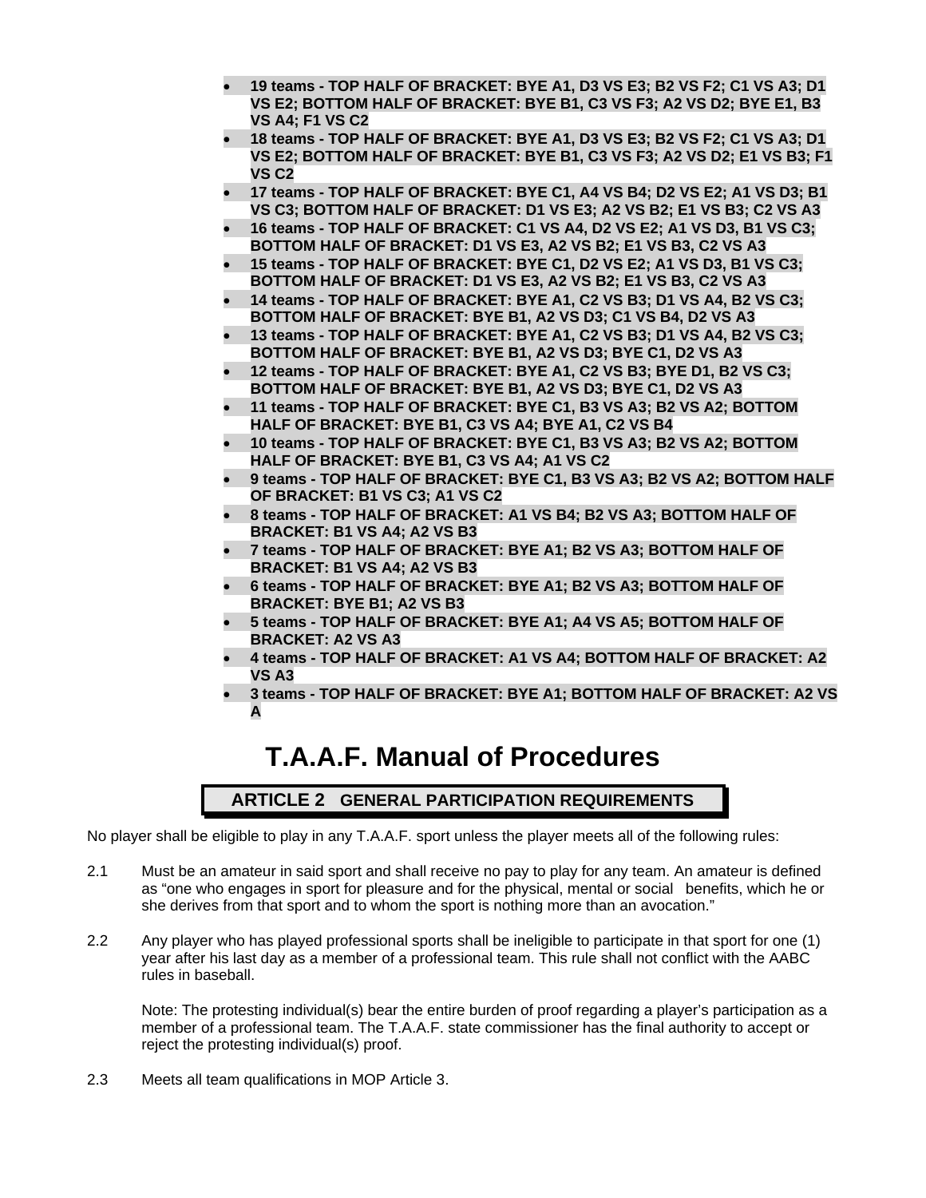- **19 teams - TOP HALF OF BRACKET: BYE A1, D3 VS E3; B2 VS F2; C1 VS A3; D1 VS E2; BOTTOM HALF OF BRACKET: BYE B1, C3 VS F3; A2 VS D2; BYE E1, B3 VS A4; F1 VS C2**
- **18 teams - TOP HALF OF BRACKET: BYE A1, D3 VS E3; B2 VS F2; C1 VS A3; D1 VS E2; BOTTOM HALF OF BRACKET: BYE B1, C3 VS F3; A2 VS D2; E1 VS B3; F1 VS C2**
- **17 teams - TOP HALF OF BRACKET: BYE C1, A4 VS B4; D2 VS E2; A1 VS D3; B1 VS C3; BOTTOM HALF OF BRACKET: D1 VS E3; A2 VS B2; E1 VS B3; C2 VS A3**
- **16 teams - TOP HALF OF BRACKET: C1 VS A4, D2 VS E2; A1 VS D3, B1 VS C3; BOTTOM HALF OF BRACKET: D1 VS E3, A2 VS B2; E1 VS B3, C2 VS A3**
- **15 teams - TOP HALF OF BRACKET: BYE C1, D2 VS E2; A1 VS D3, B1 VS C3; BOTTOM HALF OF BRACKET: D1 VS E3, A2 VS B2; E1 VS B3, C2 VS A3**
- **14 teams - TOP HALF OF BRACKET: BYE A1, C2 VS B3; D1 VS A4, B2 VS C3; BOTTOM HALF OF BRACKET: BYE B1, A2 VS D3; C1 VS B4, D2 VS A3**
- **13 teams - TOP HALF OF BRACKET: BYE A1, C2 VS B3; D1 VS A4, B2 VS C3; BOTTOM HALF OF BRACKET: BYE B1, A2 VS D3; BYE C1, D2 VS A3**
- **12 teams - TOP HALF OF BRACKET: BYE A1, C2 VS B3; BYE D1, B2 VS C3; BOTTOM HALF OF BRACKET: BYE B1, A2 VS D3; BYE C1, D2 VS A3**
- **11 teams - TOP HALF OF BRACKET: BYE C1, B3 VS A3; B2 VS A2; BOTTOM HALF OF BRACKET: BYE B1, C3 VS A4; BYE A1, C2 VS B4**
- **10 teams - TOP HALF OF BRACKET: BYE C1, B3 VS A3; B2 VS A2; BOTTOM HALF OF BRACKET: BYE B1, C3 VS A4; A1 VS C2**
- **9 teams - TOP HALF OF BRACKET: BYE C1, B3 VS A3; B2 VS A2; BOTTOM HALF OF BRACKET: B1 VS C3; A1 VS C2**
- **8 teams - TOP HALF OF BRACKET: A1 VS B4; B2 VS A3; BOTTOM HALF OF BRACKET: B1 VS A4; A2 VS B3**
- **7 teams - TOP HALF OF BRACKET: BYE A1; B2 VS A3; BOTTOM HALF OF BRACKET: B1 VS A4; A2 VS B3**
- **6 teams - TOP HALF OF BRACKET: BYE A1; B2 VS A3; BOTTOM HALF OF BRACKET: BYE B1; A2 VS B3**
- **5 teams - TOP HALF OF BRACKET: BYE A1; A4 VS A5; BOTTOM HALF OF BRACKET: A2 VS A3**
- **4 teams - TOP HALF OF BRACKET: A1 VS A4; BOTTOM HALF OF BRACKET: A2 VS A3**
- **3 teams - TOP HALF OF BRACKET: BYE A1; BOTTOM HALF OF BRACKET: A2 VS A**

# T.A.A.F. Manual of Procedures

## ARTICLE 2 GENERAL PARTICIPATION REQUIREMENTS

No player shall be eligible to play in any T.A.A.F. sport unless the player meets all of the following rules:

2.1 Must be an amateur in said sport and shall receive no pay to play for any team. An amateur is defined as "one who engages in sport for pleasure and for the physical, mental or social benefits, which he or she derives from that sport and to whom the sport is nothing more than an avocation."

2.2 Any player who has played professional sports shall be ineligible to participate in that sport for one (1) year after his last day as a member of a professional team. This rule shall not conflict with the AABC rules in baseball.

Note: The protesting individual(s) bear the entire burden of proof regarding a player's participation as a member of a professional team. The T.A.A.F. state commissioner has the final authority to accept or reject the protesting individual(s) proof.

2.3 Meets all team qualifications in MOP Article 3.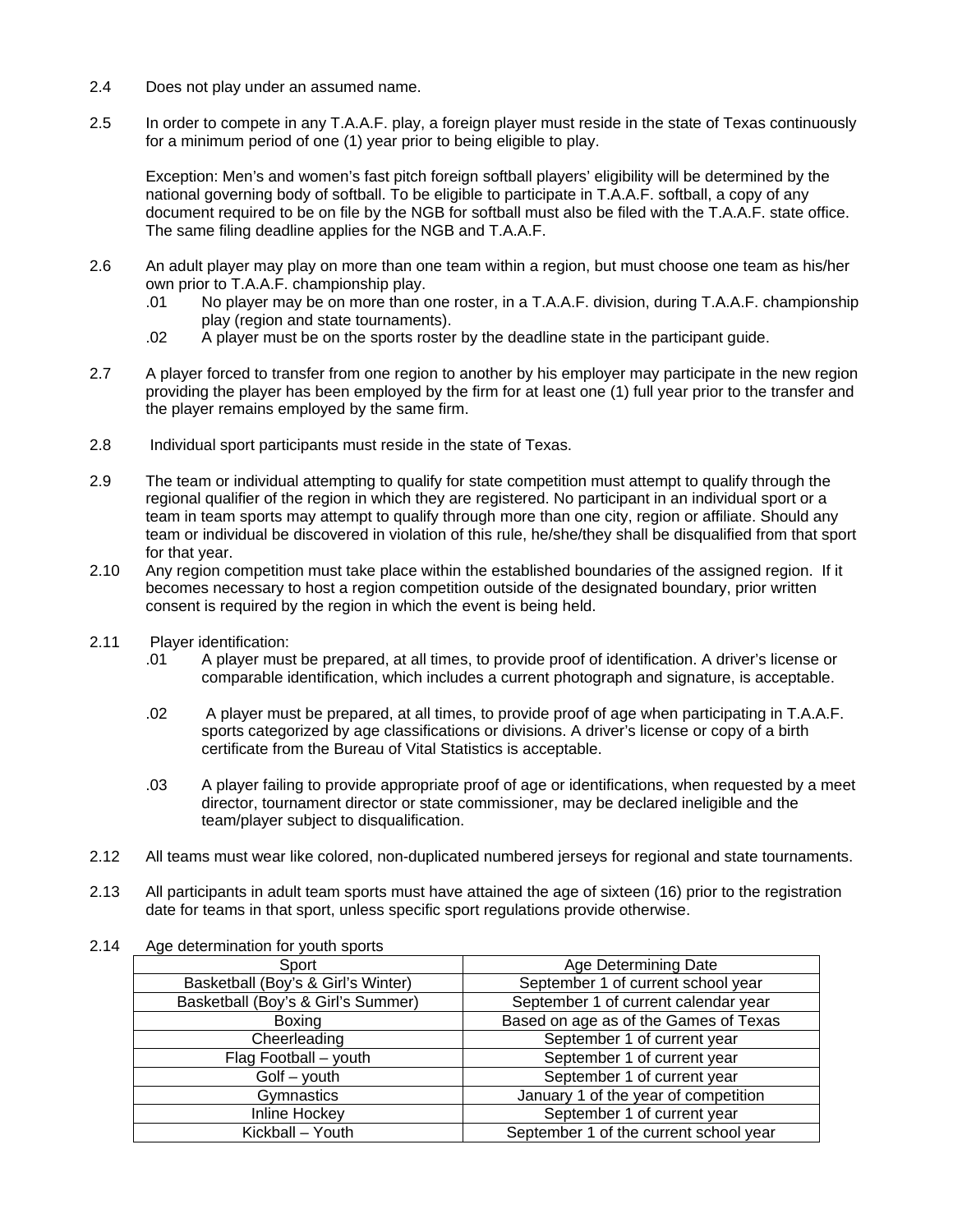2.4 Does not play under an assumed name.

2.5 In order to compete in any T.A.A.F. play, a foreign player must reside in the state of Texas continuously for a minimum period of one (1) year prior to being eligible to play.

Exception: Men's and women's fast pitch foreign softball players' eligibility will be determined by the national governing body of softball. To be eligible to participate in T.A.A.F. softball, a copy of any document required to be on file by the NGB for softball must also be filed with the T.A.A.F. state office. The same filing deadline applies for the NGB and T.A.A.F.

2.6 An adult player may play on more than one team within a region, but must choose one team as his/her own prior to T.A.A.F. championship play.
- .01 No player may be on more than one roster, in a T.A.A.F. division, during T.A.A.F. championship play (region and state tournaments).
- .02 A player must be on the sports roster by the deadline state in the participant guide.

2.7 A player forced to transfer from one region to another by his employer may participate in the new region providing the player has been employed by the firm for at least one (1) full year prior to the transfer and the player remains employed by the same firm.

2.8 Individual sport participants must reside in the state of Texas.

2.9 The team or individual attempting to qualify for state competition must attempt to qualify through the regional qualifier of the region in which they are registered. No participant in an individual sport or a team in team sports may attempt to qualify through more than one city, region or affiliate. Should any team or individual be discovered in violation of this rule, he/she/they shall be disqualified from that sport for that year.

2.10 Any region competition must take place within the established boundaries of the assigned region. If it becomes necessary to host a region competition outside of the designated boundary, prior written consent is required by the region in which the event is being held.

2.11 Player identification:
- .01 A player must be prepared, at all times, to provide proof of identification. A driver's license or comparable identification, which includes a current photograph and signature, is acceptable.
- .02 A player must be prepared, at all times, to provide proof of age when participating in T.A.A.F. sports categorized by age classifications or divisions. A driver's license or copy of a birth certificate from the Bureau of Vital Statistics is acceptable.
- .03 A player failing to provide appropriate proof of age or identifications, when requested by a meet director, tournament director or state commissioner, may be declared ineligible and the team/player subject to disqualification.

2.12 All teams must wear like colored, non-duplicated numbered jerseys for regional and state tournaments.

2.13 All participants in adult team sports must have attained the age of sixteen (16) prior to the registration date for teams in that sport, unless specific sport regulations provide otherwise.

2.14 Age determination for youth sports

| Sport | Age Determining Date |
|---|---|
| Basketball (Boy's & Girl's Winter) | September 1 of current school year |
| Basketball (Boy's & Girl's Summer) | September 1 of current calendar year |
| Boxing | Based on age as of the Games of Texas |
| Cheerleading | September 1 of current year |
| Flag Football – youth | September 1 of current year |
| Golf – youth | September 1 of current year |
| Gymnastics | January 1 of the year of competition |
| Inline Hockey | September 1 of current year |
| Kickball – Youth | September 1 of the current school year |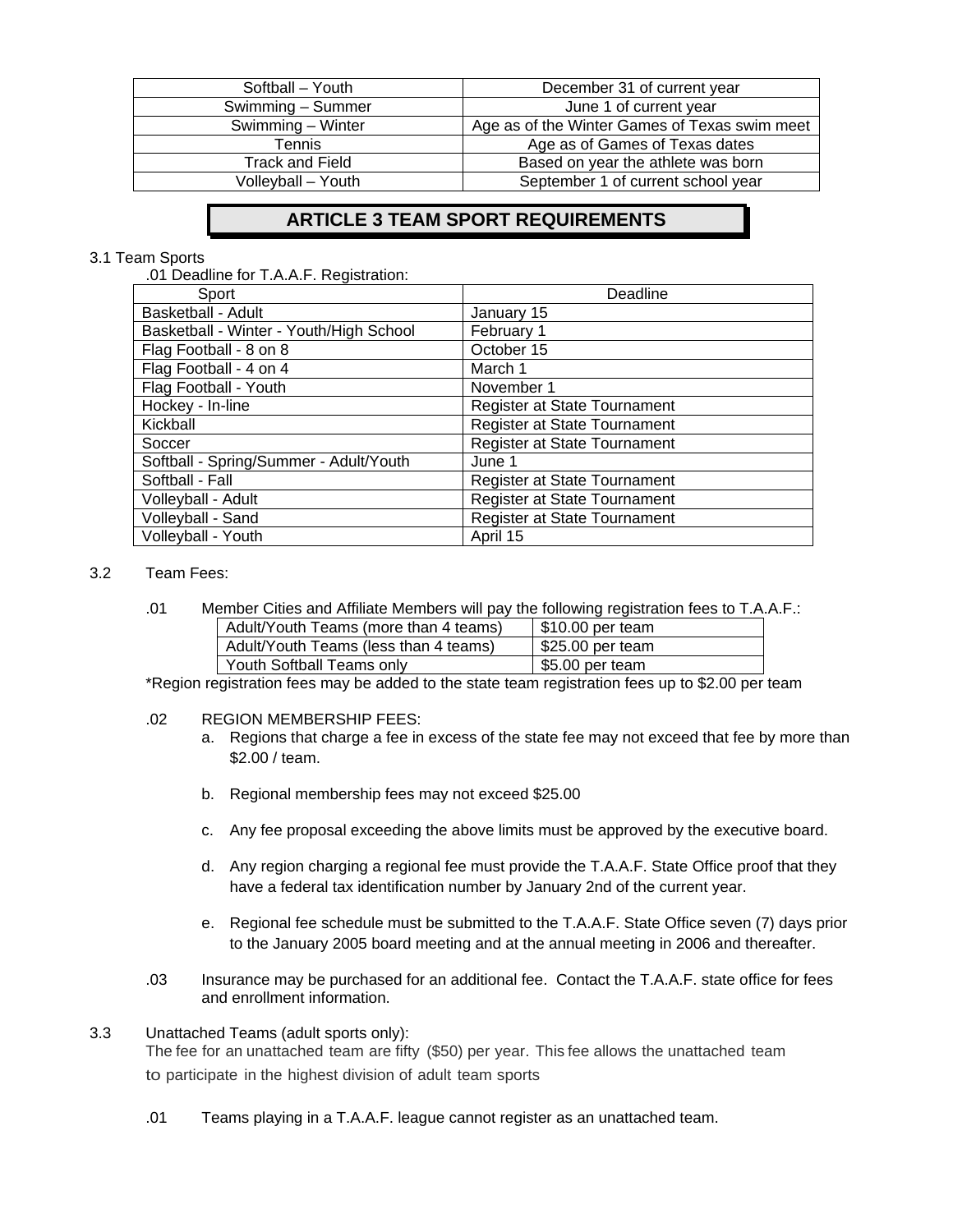| | |
|---|---|
| Softball – Youth | December 31 of current year |
| Swimming – Summer | June 1 of current year |
| Swimming – Winter | Age as of the Winter Games of Texas swim meet |
| Tennis | Age as of Games of Texas dates |
| Track and Field | Based on year the athlete was born |
| Volleyball – Youth | September 1 of current school year |

## ARTICLE 3 TEAM SPORT REQUIREMENTS

3.1 Team Sports

.01 Deadline for T.A.A.F. Registration:

| Sport | Deadline |
|---|---|
| Basketball - Adult | January 15 |
| Basketball - Winter - Youth/High School | February 1 |
| Flag Football - 8 on 8 | October 15 |
| Flag Football - 4 on 4 | March 1 |
| Flag Football - Youth | November 1 |
| Hockey - In-line | Register at State Tournament |
| Kickball | Register at State Tournament |
| Soccer | Register at State Tournament |
| Softball - Spring/Summer - Adult/Youth | June 1 |
| Softball - Fall | Register at State Tournament |
| Volleyball - Adult | Register at State Tournament |
| Volleyball - Sand | Register at State Tournament |
| Volleyball - Youth | April 15 |

3.2 Team Fees:

.01 Member Cities and Affiliate Members will pay the following registration fees to T.A.A.F.:

| | |
|---|---|
| Adult/Youth Teams (more than 4 teams) | $10.00 per team |
| Adult/Youth Teams (less than 4 teams) | $25.00 per team |
| Youth Softball Teams only | $5.00 per team |

*Region registration fees may be added to the state team registration fees up to $2.00 per team

.02 REGION MEMBERSHIP FEES:

a. Regions that charge a fee in excess of the state fee may not exceed that fee by more than $2.00 / team.

b. Regional membership fees may not exceed $25.00

c. Any fee proposal exceeding the above limits must be approved by the executive board.

d. Any region charging a regional fee must provide the T.A.A.F. State Office proof that they have a federal tax identification number by January 2nd of the current year.

e. Regional fee schedule must be submitted to the T.A.A.F. State Office seven (7) days prior to the January 2005 board meeting and at the annual meeting in 2006 and thereafter.

.03 Insurance may be purchased for an additional fee. Contact the T.A.A.F. state office for fees and enrollment information.

3.3 Unattached Teams (adult sports only):

The fee for an unattached team are fifty ($50) per year. This fee allows the unattached team to participate in the highest division of adult team sports

.01 Teams playing in a T.A.A.F. league cannot register as an unattached team.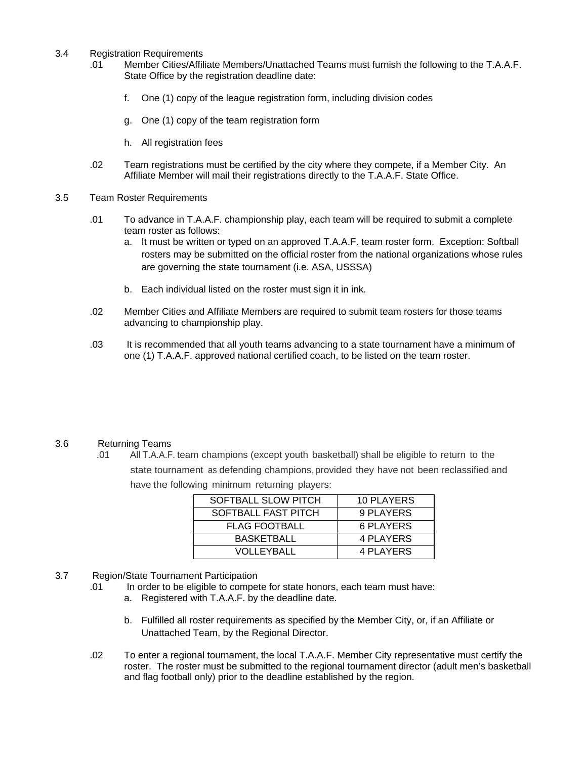3.4 Registration Requirements

.01 Member Cities/Affiliate Members/Unattached Teams must furnish the following to the T.A.A.F. State Office by the registration deadline date:

f. One (1) copy of the league registration form, including division codes

g. One (1) copy of the team registration form

h. All registration fees

.02 Team registrations must be certified by the city where they compete, if a Member City. An Affiliate Member will mail their registrations directly to the T.A.A.F. State Office.

3.5 Team Roster Requirements

.01 To advance in T.A.A.F. championship play, each team will be required to submit a complete team roster as follows:

a. It must be written or typed on an approved T.A.A.F. team roster form. Exception: Softball rosters may be submitted on the official roster from the national organizations whose rules are governing the state tournament (i.e. ASA, USSSA)

b. Each individual listed on the roster must sign it in ink.

.02 Member Cities and Affiliate Members are required to submit team rosters for those teams advancing to championship play.

.03 It is recommended that all youth teams advancing to a state tournament have a minimum of one (1) T.A.A.F. approved national certified coach, to be listed on the team roster.

3.6 Returning Teams

.01 All T.A.A.F. team champions (except youth basketball) shall be eligible to return to the state tournament as defending champions, provided they have not been reclassified and have the following minimum returning players:

| | |
|---|---|
| SOFTBALL SLOW PITCH | 10 PLAYERS |
| SOFTBALL FAST PITCH | 9 PLAYERS |
| FLAG FOOTBALL | 6 PLAYERS |
| BASKETBALL | 4 PLAYERS |
| VOLLEYBALL | 4 PLAYERS |

3.7 Region/State Tournament Participation

.01 In order to be eligible to compete for state honors, each team must have:

a. Registered with T.A.A.F. by the deadline date.

b. Fulfilled all roster requirements as specified by the Member City, or, if an Affiliate or Unattached Team, by the Regional Director.

.02 To enter a regional tournament, the local T.A.A.F. Member City representative must certify the roster. The roster must be submitted to the regional tournament director (adult men's basketball and flag football only) prior to the deadline established by the region.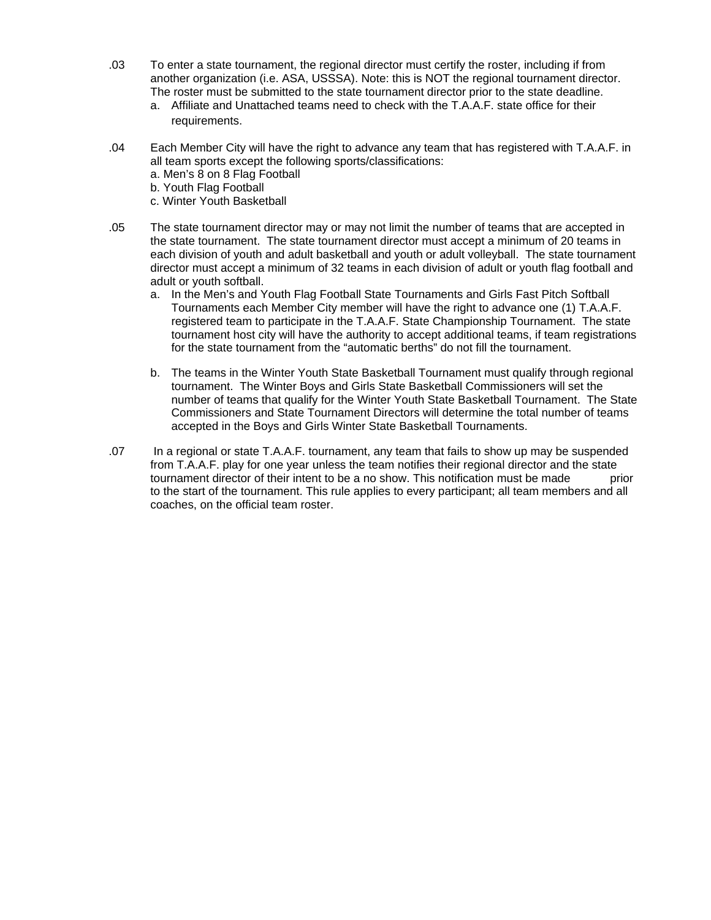.03 To enter a state tournament, the regional director must certify the roster, including if from another organization (i.e. ASA, USSSA). Note: this is NOT the regional tournament director. The roster must be submitted to the state tournament director prior to the state deadline.

a. Affiliate and Unattached teams need to check with the T.A.A.F. state office for their requirements.

.04 Each Member City will have the right to advance any team that has registered with T.A.A.F. in all team sports except the following sports/classifications:

a. Men's 8 on 8 Flag Football
b. Youth Flag Football
c. Winter Youth Basketball

.05 The state tournament director may or may not limit the number of teams that are accepted in the state tournament. The state tournament director must accept a minimum of 20 teams in each division of youth and adult basketball and youth or adult volleyball. The state tournament director must accept a minimum of 32 teams in each division of adult or youth flag football and adult or youth softball.

a. In the Men's and Youth Flag Football State Tournaments and Girls Fast Pitch Softball Tournaments each Member City member will have the right to advance one (1) T.A.A.F. registered team to participate in the T.A.A.F. State Championship Tournament. The state tournament host city will have the authority to accept additional teams, if team registrations for the state tournament from the "automatic berths" do not fill the tournament.

b. The teams in the Winter Youth State Basketball Tournament must qualify through regional tournament. The Winter Boys and Girls State Basketball Commissioners will set the number of teams that qualify for the Winter Youth State Basketball Tournament. The State Commissioners and State Tournament Directors will determine the total number of teams accepted in the Boys and Girls Winter State Basketball Tournaments.

.07 In a regional or state T.A.A.F. tournament, any team that fails to show up may be suspended from T.A.A.F. play for one year unless the team notifies their regional director and the state tournament director of their intent to be a no show. This notification must be made prior to the start of the tournament. This rule applies to every participant; all team members and all coaches, on the official team roster.